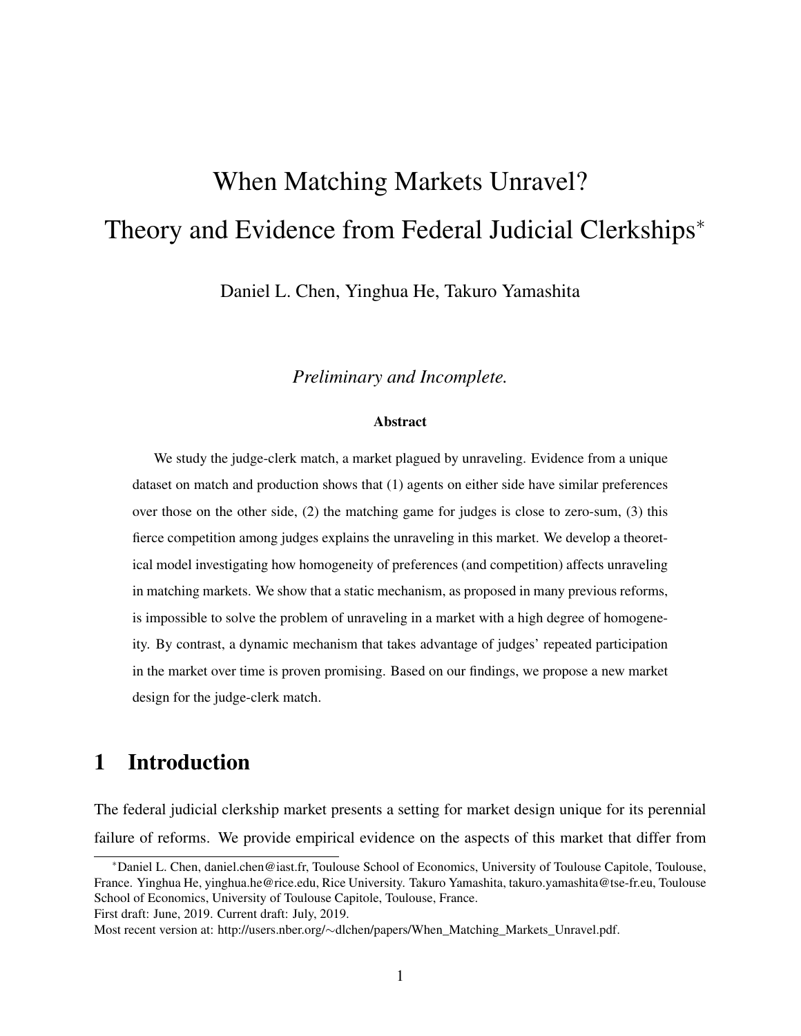# When Matching Markets Unravel? Theory and Evidence from Federal Judicial Clerkships*

Daniel L. Chen, Yinghua He, Takuro Yamashita

*Preliminary and Incomplete.*

### Abstract

We study the judge-clerk match, a market plagued by unraveling. Evidence from a unique dataset on match and production shows that (1) agents on either side have similar preferences over those on the other side, (2) the matching game for judges is close to zero-sum, (3) this fierce competition among judges explains the unraveling in this market. We develop a theoretical model investigating how homogeneity of preferences (and competition) affects unraveling in matching markets. We show that a static mechanism, as proposed in many previous reforms, is impossible to solve the problem of unraveling in a market with a high degree of homogeneity. By contrast, a dynamic mechanism that takes advantage of judges' repeated participation in the market over time is proven promising. Based on our findings, we propose a new market design for the judge-clerk match.

## 1 Introduction

The federal judicial clerkship market presents a setting for market design unique for its perennial failure of reforms. We provide empirical evidence on the aspects of this market that differ from

---

*Daniel L. Chen, daniel.chen@iast.fr, Toulouse School of Economics, University of Toulouse Capitole, Toulouse, France. Yinghua He, yinghua.he@rice.edu, Rice University. Takuro Yamashita, takuro.yamashita@tse-fr.eu, Toulouse School of Economics, University of Toulouse Capitole, Toulouse, France.

First draft: June, 2019. Current draft: July, 2019.

Most recent version at: http://users.nber.org/~dlchen/papers/When_Matching_Markets_Unravel.pdf.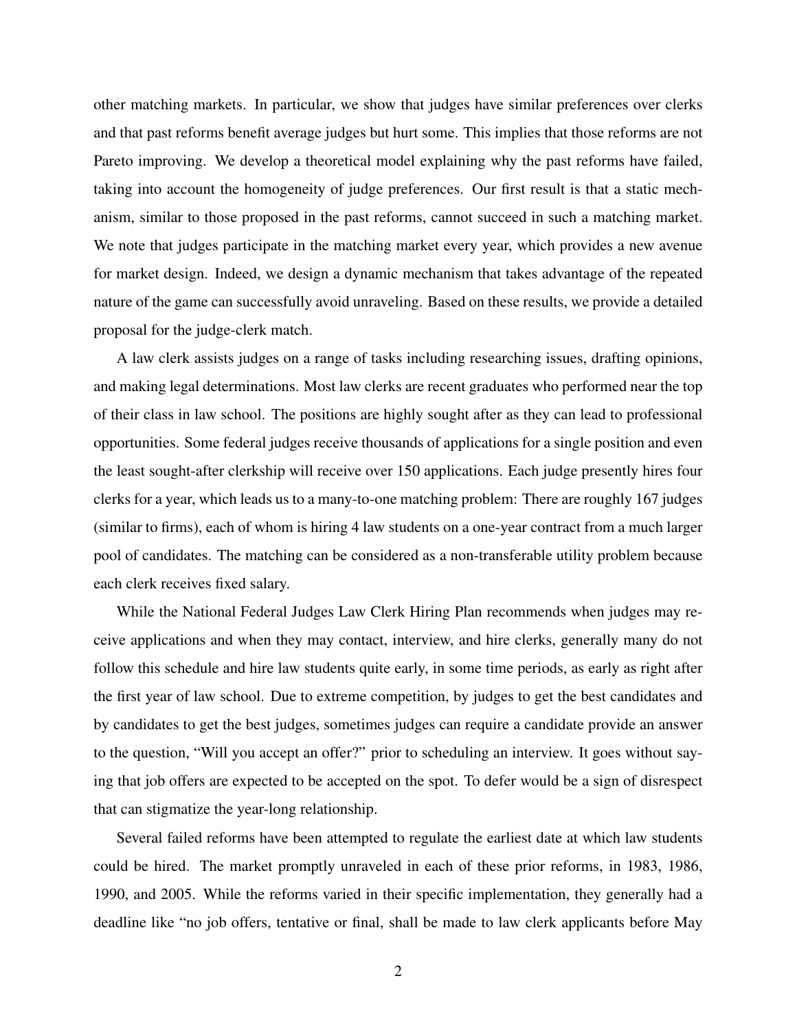other matching markets. In particular, we show that judges have similar preferences over clerks and that past reforms benefit average judges but hurt some. This implies that those reforms are not Pareto improving. We develop a theoretical model explaining why the past reforms have failed, taking into account the homogeneity of judge preferences. Our first result is that a static mechanism, similar to those proposed in the past reforms, cannot succeed in such a matching market. We note that judges participate in the matching market every year, which provides a new avenue for market design. Indeed, we design a dynamic mechanism that takes advantage of the repeated nature of the game can successfully avoid unraveling. Based on these results, we provide a detailed proposal for the judge-clerk match.

A law clerk assists judges on a range of tasks including researching issues, drafting opinions, and making legal determinations. Most law clerks are recent graduates who performed near the top of their class in law school. The positions are highly sought after as they can lead to professional opportunities. Some federal judges receive thousands of applications for a single position and even the least sought-after clerkship will receive over 150 applications. Each judge presently hires four clerks for a year, which leads us to a many-to-one matching problem: There are roughly 167 judges (similar to firms), each of whom is hiring 4 law students on a one-year contract from a much larger pool of candidates. The matching can be considered as a non-transferable utility problem because each clerk receives fixed salary.

While the National Federal Judges Law Clerk Hiring Plan recommends when judges may receive applications and when they may contact, interview, and hire clerks, generally many do not follow this schedule and hire law students quite early, in some time periods, as early as right after the first year of law school. Due to extreme competition, by judges to get the best candidates and by candidates to get the best judges, sometimes judges can require a candidate provide an answer to the question, "Will you accept an offer?" prior to scheduling an interview. It goes without saying that job offers are expected to be accepted on the spot. To defer would be a sign of disrespect that can stigmatize the year-long relationship.

Several failed reforms have been attempted to regulate the earliest date at which law students could be hired. The market promptly unraveled in each of these prior reforms, in 1983, 1986, 1990, and 2005. While the reforms varied in their specific implementation, they generally had a deadline like "no job offers, tentative or final, shall be made to law clerk applicants before May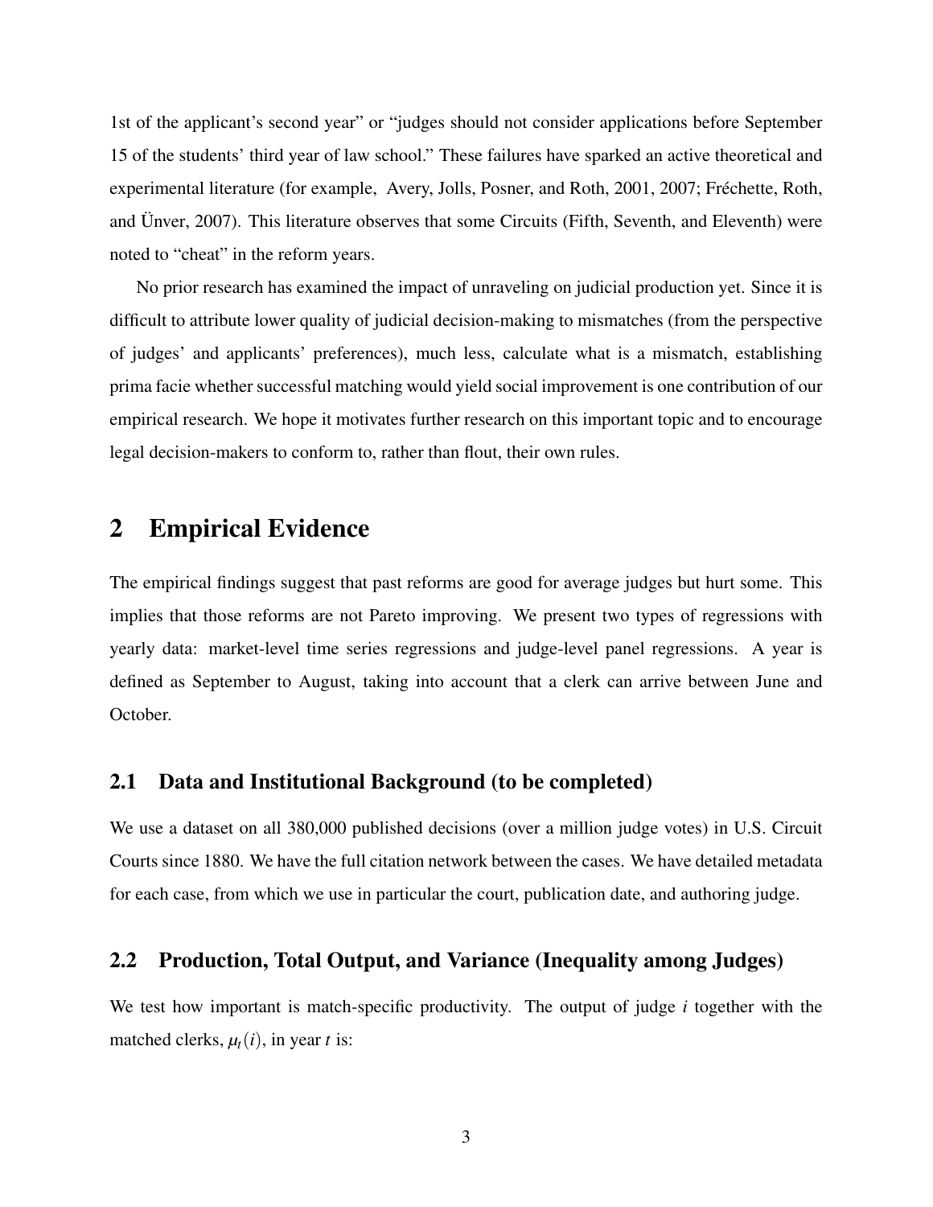1st of the applicant's second year" or "judges should not consider applications before September 15 of the students' third year of law school." These failures have sparked an active theoretical and experimental literature (for example, Avery, Jolls, Posner, and Roth, 2001, 2007; Fréchette, Roth, and Ünver, 2007). This literature observes that some Circuits (Fifth, Seventh, and Eleventh) were noted to "cheat" in the reform years.

No prior research has examined the impact of unraveling on judicial production yet. Since it is difficult to attribute lower quality of judicial decision-making to mismatches (from the perspective of judges' and applicants' preferences), much less, calculate what is a mismatch, establishing prima facie whether successful matching would yield social improvement is one contribution of our empirical research. We hope it motivates further research on this important topic and to encourage legal decision-makers to conform to, rather than flout, their own rules.

# 2 Empirical Evidence

The empirical findings suggest that past reforms are good for average judges but hurt some. This implies that those reforms are not Pareto improving. We present two types of regressions with yearly data: market-level time series regressions and judge-level panel regressions. A year is defined as September to August, taking into account that a clerk can arrive between June and October.

## 2.1 Data and Institutional Background (to be completed)

We use a dataset on all 380,000 published decisions (over a million judge votes) in U.S. Circuit Courts since 1880. We have the full citation network between the cases. We have detailed metadata for each case, from which we use in particular the court, publication date, and authoring judge.

## 2.2 Production, Total Output, and Variance (Inequality among Judges)

We test how important is match-specific productivity. The output of judge $i$ together with the matched clerks, $\mu_t(i)$, in year $t$ is: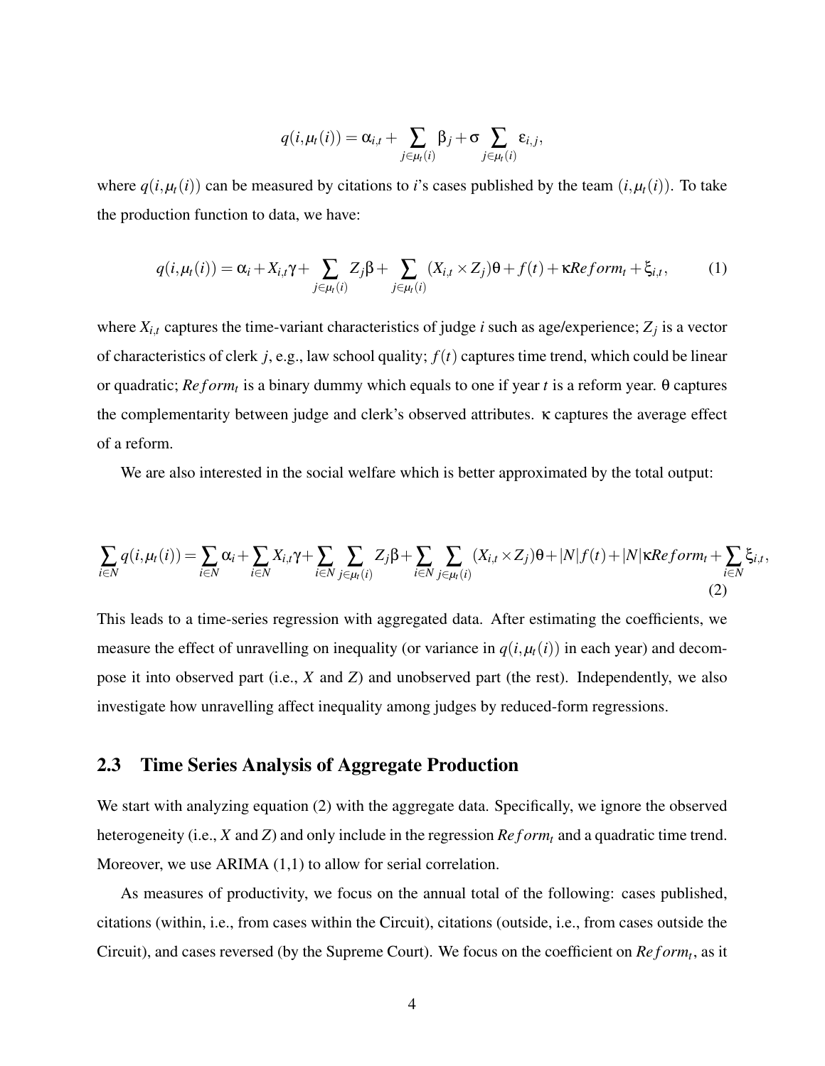$$q(i,\mu_t(i)) = \alpha_{i,t} + \sum_{j\in\mu_t(i)} \beta_j + \sigma \sum_{j\in\mu_t(i)} \varepsilon_{i,j},$$

where $q(i,\mu_t(i))$ can be measured by citations to $i$'s cases published by the team $(i,\mu_t(i))$. To take the production function to data, we have:

$$q(i,\mu_t(i)) = \alpha_i + X_{i,t}\gamma + \sum_{j\in\mu_t(i)} Z_j\beta + \sum_{j\in\mu_t(i)} (X_{i,t}\times Z_j)\theta + f(t) + \kappa Reform_t + \xi_{i,t}, \tag{1}$$

where $X_{i,t}$ captures the time-variant characteristics of judge $i$ such as age/experience; $Z_j$ is a vector of characteristics of clerk $j$, e.g., law school quality; $f(t)$ captures time trend, which could be linear or quadratic; $Reform_t$ is a binary dummy which equals to one if year $t$ is a reform year. $\theta$ captures the complementarity between judge and clerk's observed attributes. $\kappa$ captures the average effect of a reform.

We are also interested in the social welfare which is better approximated by the total output:

$$\sum_{i\in N} q(i,\mu_t(i)) = \sum_{i\in N}\alpha_i + \sum_{i\in N} X_{i,t}\gamma + \sum_{i\in N}\sum_{j\in\mu_t(i)} Z_j\beta + \sum_{i\in N}\sum_{j\in\mu_t(i)} (X_{i,t}\times Z_j)\theta + |N|f(t) + |N|\kappa Reform_t + \sum_{i\in N}\xi_{i,t}, \tag{2}$$

This leads to a time-series regression with aggregated data. After estimating the coefficients, we measure the effect of unravelling on inequality (or variance in $q(i,\mu_t(i))$ in each year) and decompose it into observed part (i.e., $X$ and $Z$) and unobserved part (the rest). Independently, we also investigate how unravelling affect inequality among judges by reduced-form regressions.

## 2.3 Time Series Analysis of Aggregate Production

We start with analyzing equation (2) with the aggregate data. Specifically, we ignore the observed heterogeneity (i.e., $X$ and $Z$) and only include in the regression $Reform_t$ and a quadratic time trend. Moreover, we use ARIMA (1,1) to allow for serial correlation.

As measures of productivity, we focus on the annual total of the following: cases published, citations (within, i.e., from cases within the Circuit), citations (outside, i.e., from cases outside the Circuit), and cases reversed (by the Supreme Court). We focus on the coefficient on $Reform_t$, as it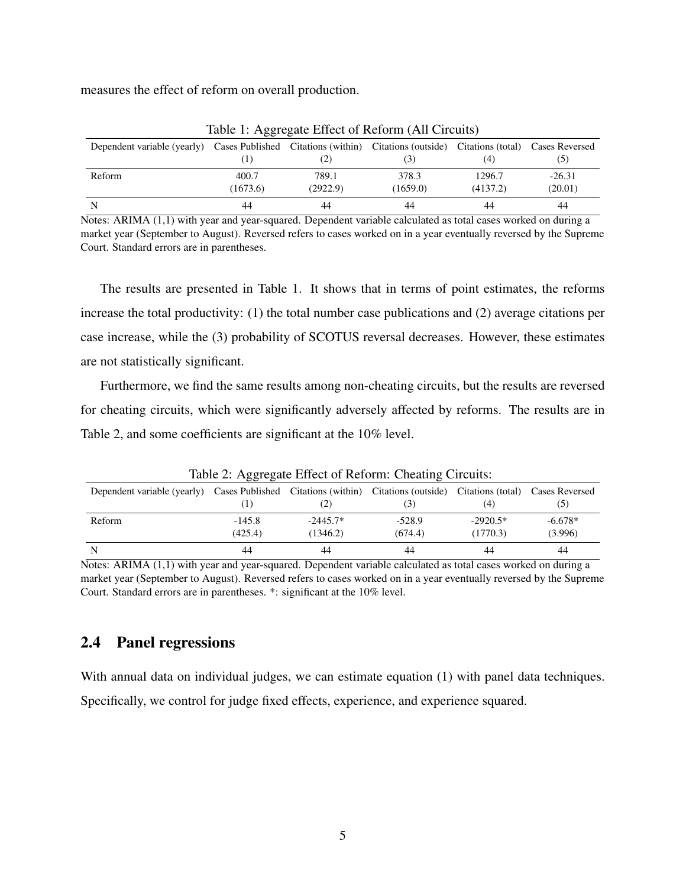measures the effect of reform on overall production.

Table 1: Aggregate Effect of Reform (All Circuits)

| Dependent variable (yearly) | Cases Published (1) | Citations (within) (2) | Citations (outside) (3) | Citations (total) (4) | Cases Reversed (5) |
|---|---|---|---|---|---|
| Reform | 400.7 | 789.1 | 378.3 | 1296.7 | -26.31 |
| | (1673.6) | (2922.9) | (1659.0) | (4137.2) | (20.01) |
| N | 44 | 44 | 44 | 44 | 44 |

Notes: ARIMA (1,1) with year and year-squared. Dependent variable calculated as total cases worked on during a market year (September to August). Reversed refers to cases worked on in a year eventually reversed by the Supreme Court. Standard errors are in parentheses.

The results are presented in Table 1. It shows that in terms of point estimates, the reforms increase the total productivity: (1) the total number case publications and (2) average citations per case increase, while the (3) probability of SCOTUS reversal decreases. However, these estimates are not statistically significant.

Furthermore, we find the same results among non-cheating circuits, but the results are reversed for cheating circuits, which were significantly adversely affected by reforms. The results are in Table 2, and some coefficients are significant at the 10% level.

Table 2: Aggregate Effect of Reform: Cheating Circuits:

| Dependent variable (yearly) | Cases Published (1) | Citations (within) (2) | Citations (outside) (3) | Citations (total) (4) | Cases Reversed (5) |
|---|---|---|---|---|---|
| Reform | -145.8 | -2445.7* | -528.9 | -2920.5* | -6.678* |
| | (425.4) | (1346.2) | (674.4) | (1770.3) | (3.996) |
| N | 44 | 44 | 44 | 44 | 44 |

Notes: ARIMA (1,1) with year and year-squared. Dependent variable calculated as total cases worked on during a market year (September to August). Reversed refers to cases worked on in a year eventually reversed by the Supreme Court. Standard errors are in parentheses. *: significant at the 10% level.

## 2.4 Panel regressions

With annual data on individual judges, we can estimate equation (1) with panel data techniques. Specifically, we control for judge fixed effects, experience, and experience squared.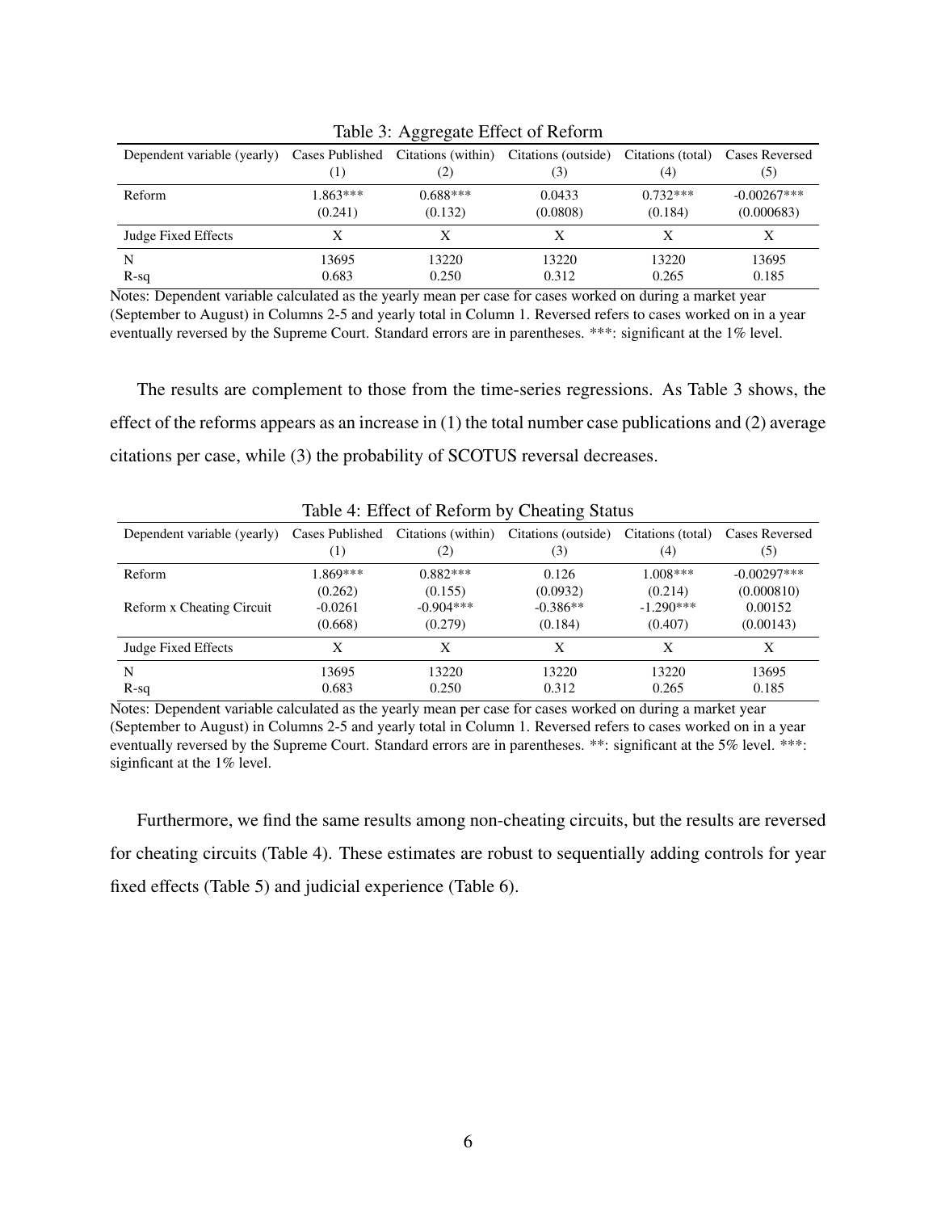Table 3: Aggregate Effect of Reform

| Dependent variable (yearly) | Cases Published (1) | Citations (within) (2) | Citations (outside) (3) | Citations (total) (4) | Cases Reversed (5) |
|---|---|---|---|---|---|
| Reform | 1.863*** | 0.688*** | 0.0433 | 0.732*** | -0.00267*** |
| | (0.241) | (0.132) | (0.0808) | (0.184) | (0.000683) |
| Judge Fixed Effects | X | X | X | X | X |
| N | 13695 | 13220 | 13220 | 13220 | 13695 |
| R-sq | 0.683 | 0.250 | 0.312 | 0.265 | 0.185 |

Notes: Dependent variable calculated as the yearly mean per case for cases worked on during a market year (September to August) in Columns 2-5 and yearly total in Column 1. Reversed refers to cases worked on in a year eventually reversed by the Supreme Court. Standard errors are in parentheses. ***: significant at the 1% level.

The results are complement to those from the time-series regressions. As Table 3 shows, the effect of the reforms appears as an increase in (1) the total number case publications and (2) average citations per case, while (3) the probability of SCOTUS reversal decreases.

Table 4: Effect of Reform by Cheating Status

| Dependent variable (yearly) | Cases Published (1) | Citations (within) (2) | Citations (outside) (3) | Citations (total) (4) | Cases Reversed (5) |
|---|---|---|---|---|---|
| Reform | 1.869*** | 0.882*** | 0.126 | 1.008*** | -0.00297*** |
| | (0.262) | (0.155) | (0.0932) | (0.214) | (0.000810) |
| Reform x Cheating Circuit | -0.0261 | -0.904*** | -0.386** | -1.290*** | 0.00152 |
| | (0.668) | (0.279) | (0.184) | (0.407) | (0.00143) |
| Judge Fixed Effects | X | X | X | X | X |
| N | 13695 | 13220 | 13220 | 13220 | 13695 |
| R-sq | 0.683 | 0.250 | 0.312 | 0.265 | 0.185 |

Notes: Dependent variable calculated as the yearly mean per case for cases worked on during a market year (September to August) in Columns 2-5 and yearly total in Column 1. Reversed refers to cases worked on in a year eventually reversed by the Supreme Court. Standard errors are in parentheses. **: significant at the 5% level. ***: siginficant at the 1% level.

Furthermore, we find the same results among non-cheating circuits, but the results are reversed for cheating circuits (Table 4). These estimates are robust to sequentially adding controls for year fixed effects (Table 5) and judicial experience (Table 6).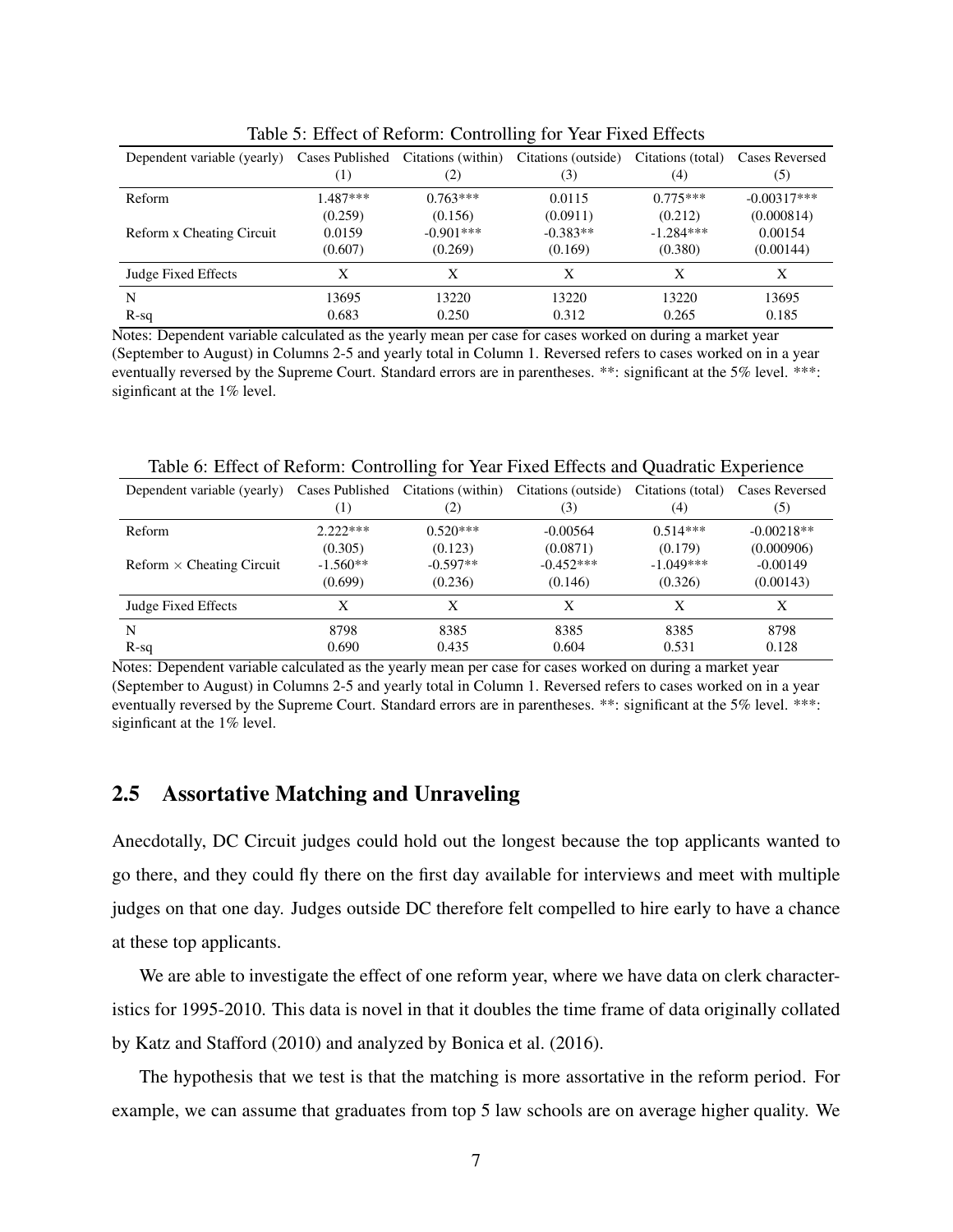Table 5: Effect of Reform: Controlling for Year Fixed Effects

| Dependent variable (yearly) | Cases Published (1) | Citations (within) (2) | Citations (outside) (3) | Citations (total) (4) | Cases Reversed (5) |
|---|---|---|---|---|---|
| Reform | 1.487*** | 0.763*** | 0.0115 | 0.775*** | -0.00317*** |
| | (0.259) | (0.156) | (0.0911) | (0.212) | (0.000814) |
| Reform x Cheating Circuit | 0.0159 | -0.901*** | -0.383** | -1.284*** | 0.00154 |
| | (0.607) | (0.269) | (0.169) | (0.380) | (0.00144) |
| Judge Fixed Effects | X | X | X | X | X |
| N | 13695 | 13220 | 13220 | 13220 | 13695 |
| R-sq | 0.683 | 0.250 | 0.312 | 0.265 | 0.185 |

Notes: Dependent variable calculated as the yearly mean per case for cases worked on during a market year (September to August) in Columns 2-5 and yearly total in Column 1. Reversed refers to cases worked on in a year eventually reversed by the Supreme Court. Standard errors are in parentheses. **: significant at the 5% level. ***: siginficant at the 1% level.

Table 6: Effect of Reform: Controlling for Year Fixed Effects and Quadratic Experience

| Dependent variable (yearly) | Cases Published (1) | Citations (within) (2) | Citations (outside) (3) | Citations (total) (4) | Cases Reversed (5) |
|---|---|---|---|---|---|
| Reform | 2.222*** | 0.520*** | -0.00564 | 0.514*** | -0.00218** |
| | (0.305) | (0.123) | (0.0871) | (0.179) | (0.000906) |
| Reform $\times$ Cheating Circuit | -1.560** | -0.597** | -0.452*** | -1.049*** | -0.00149 |
| | (0.699) | (0.236) | (0.146) | (0.326) | (0.00143) |
| Judge Fixed Effects | X | X | X | X | X |
| N | 8798 | 8385 | 8385 | 8385 | 8798 |
| R-sq | 0.690 | 0.435 | 0.604 | 0.531 | 0.128 |

Notes: Dependent variable calculated as the yearly mean per case for cases worked on during a market year (September to August) in Columns 2-5 and yearly total in Column 1. Reversed refers to cases worked on in a year eventually reversed by the Supreme Court. Standard errors are in parentheses. **: significant at the 5% level. ***: siginficant at the 1% level.

## 2.5 Assortative Matching and Unraveling

Anecdotally, DC Circuit judges could hold out the longest because the top applicants wanted to go there, and they could fly there on the first day available for interviews and meet with multiple judges on that one day. Judges outside DC therefore felt compelled to hire early to have a chance at these top applicants.

We are able to investigate the effect of one reform year, where we have data on clerk characteristics for 1995-2010. This data is novel in that it doubles the time frame of data originally collated by Katz and Stafford (2010) and analyzed by Bonica et al. (2016).

The hypothesis that we test is that the matching is more assortative in the reform period. For example, we can assume that graduates from top 5 law schools are on average higher quality. We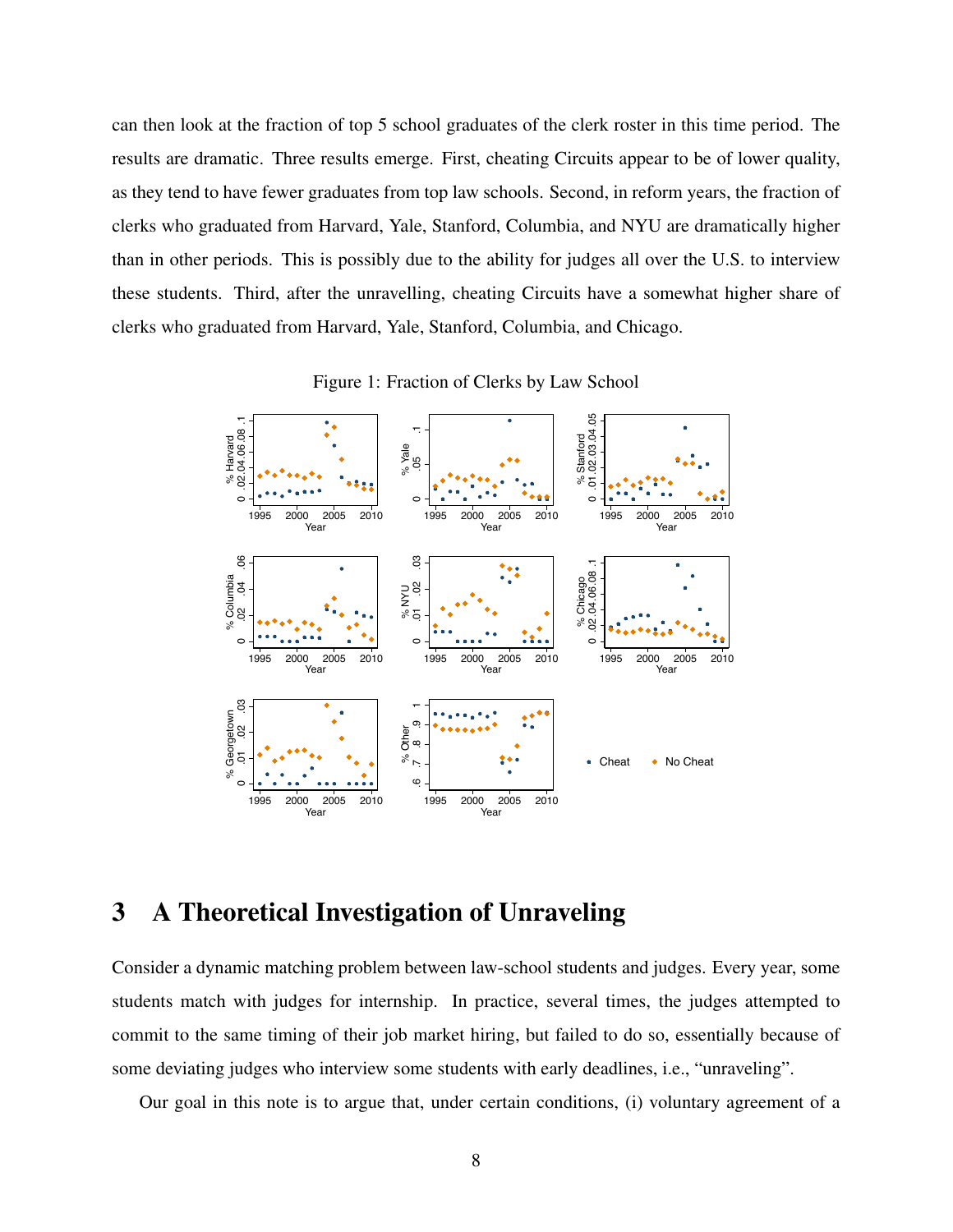can then look at the fraction of top 5 school graduates of the clerk roster in this time period. The results are dramatic. Three results emerge. First, cheating Circuits appear to be of lower quality, as they tend to have fewer graduates from top law schools. Second, in reform years, the fraction of clerks who graduated from Harvard, Yale, Stanford, Columbia, and NYU are dramatically higher than in other periods. This is possibly due to the ability for judges all over the U.S. to interview these students. Third, after the unravelling, cheating Circuits have a somewhat higher share of clerks who graduated from Harvard, Yale, Stanford, Columbia, and Chicago.

Figure 1: Fraction of Clerks by Law School

## 3 A Theoretical Investigation of Unraveling

Consider a dynamic matching problem between law-school students and judges. Every year, some students match with judges for internship. In practice, several times, the judges attempted to commit to the same timing of their job market hiring, but failed to do so, essentially because of some deviating judges who interview some students with early deadlines, i.e., "unraveling".

Our goal in this note is to argue that, under certain conditions, (i) voluntary agreement of a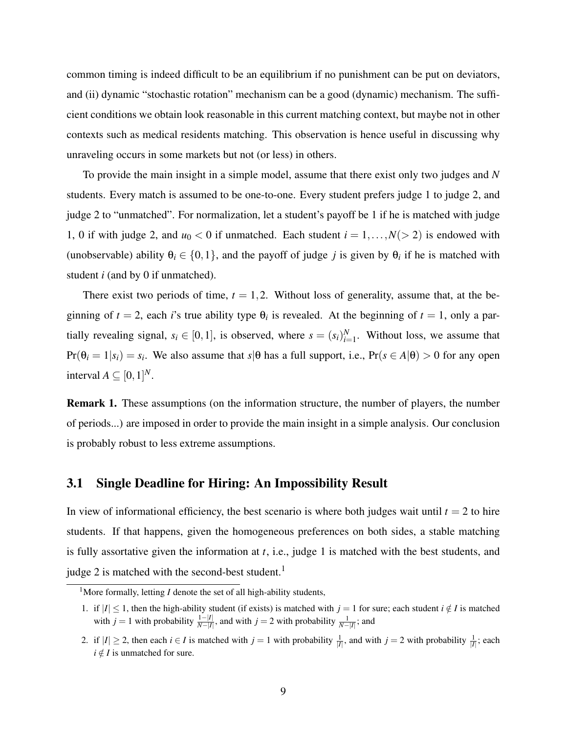common timing is indeed difficult to be an equilibrium if no punishment can be put on deviators, and (ii) dynamic "stochastic rotation" mechanism can be a good (dynamic) mechanism. The sufficient conditions we obtain look reasonable in this current matching context, but maybe not in other contexts such as medical residents matching. This observation is hence useful in discussing why unraveling occurs in some markets but not (or less) in others.

To provide the main insight in a simple model, assume that there exist only two judges and $N$ students. Every match is assumed to be one-to-one. Every student prefers judge 1 to judge 2, and judge 2 to "unmatched". For normalization, let a student's payoff be 1 if he is matched with judge 1, 0 if with judge 2, and $u_0 < 0$ if unmatched. Each student $i = 1, \ldots, N(> 2)$ is endowed with (unobservable) ability $\theta_i \in \{0, 1\}$, and the payoff of judge $j$ is given by $\theta_i$ if he is matched with student $i$ (and by 0 if unmatched).

There exist two periods of time, $t = 1, 2$. Without loss of generality, assume that, at the beginning of $t = 2$, each $i$'s true ability type $\theta_i$ is revealed. At the beginning of $t = 1$, only a partially revealing signal, $s_i \in [0, 1]$, is observed, where $s = (s_i)_{i=1}^N$. Without loss, we assume that $\Pr(\theta_i = 1 | s_i) = s_i$. We also assume that $s|\theta$ has a full support, i.e., $\Pr(s \in A|\theta) > 0$ for any open interval $A \subseteq [0, 1]^N$.

**Remark 1.** These assumptions (on the information structure, the number of players, the number of periods...) are imposed in order to provide the main insight in a simple analysis. Our conclusion is probably robust to less extreme assumptions.

## 3.1 Single Deadline for Hiring: An Impossibility Result

In view of informational efficiency, the best scenario is where both judges wait until $t = 2$ to hire students. If that happens, given the homogeneous preferences on both sides, a stable matching is fully assortative given the information at $t$, i.e., judge 1 is matched with the best students, and judge 2 is matched with the second-best student.[1]

---

[1] More formally, letting $I$ denote the set of all high-ability students,

1. if $|I| \leq 1$, then the high-ability student (if exists) is matched with $j = 1$ for sure; each student $i \notin I$ is matched with $j = 1$ with probability $\frac{1-|I|}{N-|I|}$, and with $j = 2$ with probability $\frac{1}{N-|I|}$; and
2. if $|I| \geq 2$, then each $i \in I$ is matched with $j = 1$ with probability $\frac{1}{|I|}$, and with $j = 2$ with probability $\frac{1}{|I|}$; each $i \notin I$ is unmatched for sure.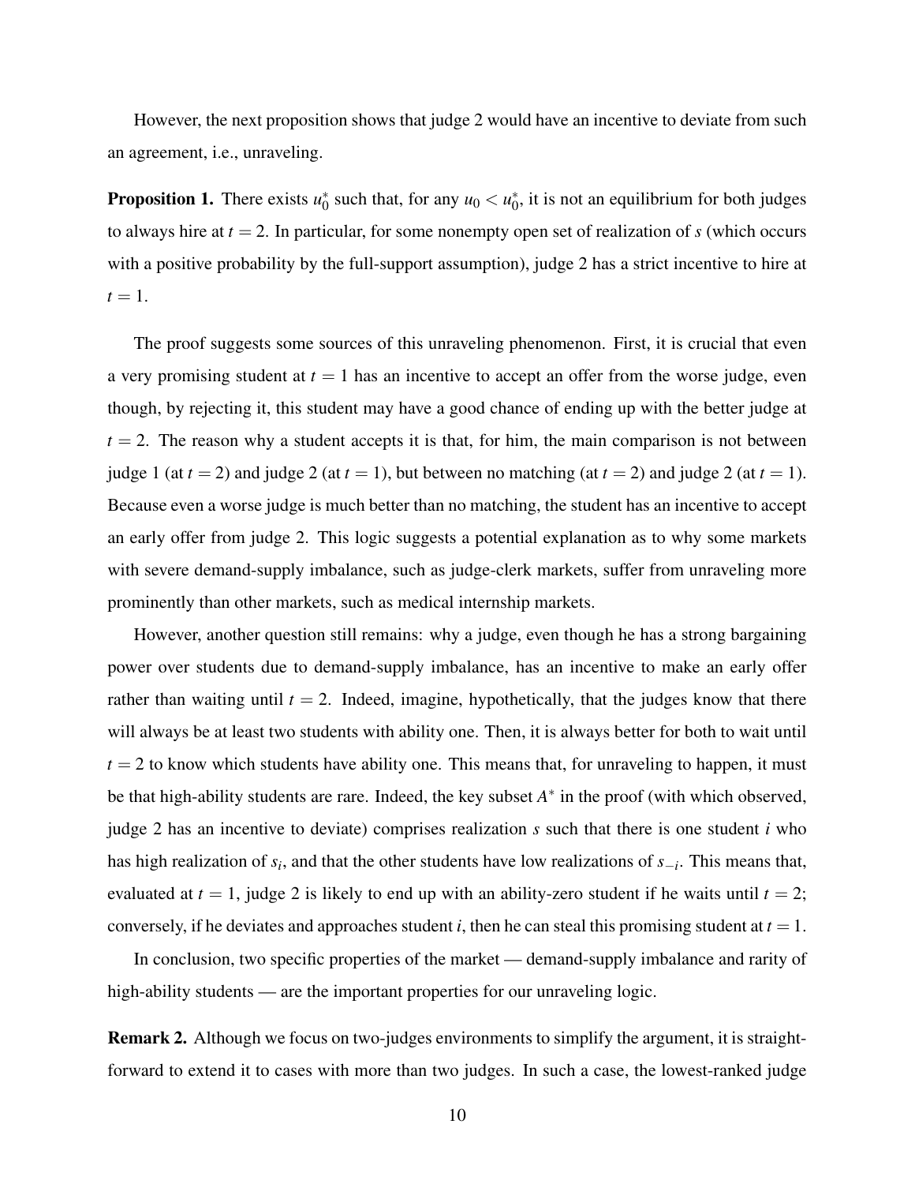However, the next proposition shows that judge 2 would have an incentive to deviate from such an agreement, i.e., unraveling.

**Proposition 1.** *There exists $u_0^*$ such that, for any $u_0 < u_0^*$, it is not an equilibrium for both judges to always hire at $t = 2$. In particular, for some nonempty open set of realization of $s$ (which occurs with a positive probability by the full-support assumption), judge 2 has a strict incentive to hire at $t = 1$.*

The proof suggests some sources of this unraveling phenomenon. First, it is crucial that even a very promising student at $t = 1$ has an incentive to accept an offer from the worse judge, even though, by rejecting it, this student may have a good chance of ending up with the better judge at $t = 2$. The reason why a student accepts it is that, for him, the main comparison is not between judge 1 (at $t = 2$) and judge 2 (at $t = 1$), but between no matching (at $t = 2$) and judge 2 (at $t = 1$). Because even a worse judge is much better than no matching, the student has an incentive to accept an early offer from judge 2. This logic suggests a potential explanation as to why some markets with severe demand-supply imbalance, such as judge-clerk markets, suffer from unraveling more prominently than other markets, such as medical internship markets.

However, another question still remains: why a judge, even though he has a strong bargaining power over students due to demand-supply imbalance, has an incentive to make an early offer rather than waiting until $t = 2$. Indeed, imagine, hypothetically, that the judges know that there will always be at least two students with ability one. Then, it is always better for both to wait until $t = 2$ to know which students have ability one. This means that, for unraveling to happen, it must be that high-ability students are rare. Indeed, the key subset $A^*$ in the proof (with which observed, judge 2 has an incentive to deviate) comprises realization $s$ such that there is one student $i$ who has high realization of $s_i$, and that the other students have low realizations of $s_{-i}$. This means that, evaluated at $t = 1$, judge 2 is likely to end up with an ability-zero student if he waits until $t = 2$; conversely, if he deviates and approaches student $i$, then he can steal this promising student at $t = 1$.

In conclusion, two specific properties of the market — demand-supply imbalance and rarity of high-ability students — are the important properties for our unraveling logic.

**Remark 2.** Although we focus on two-judges environments to simplify the argument, it is straightforward to extend it to cases with more than two judges. In such a case, the lowest-ranked judge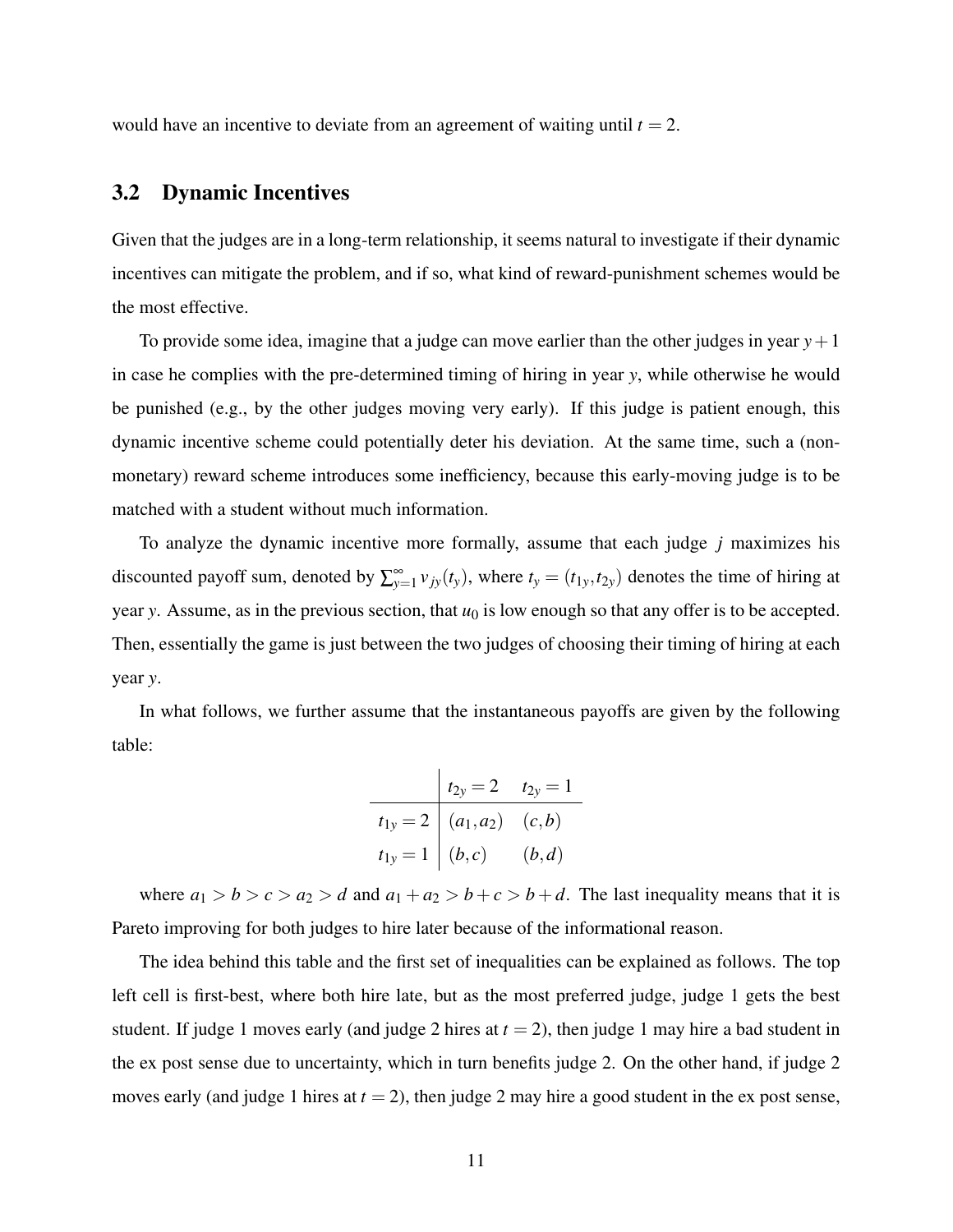would have an incentive to deviate from an agreement of waiting until $t = 2$.

## 3.2 Dynamic Incentives

Given that the judges are in a long-term relationship, it seems natural to investigate if their dynamic incentives can mitigate the problem, and if so, what kind of reward-punishment schemes would be the most effective.

To provide some idea, imagine that a judge can move earlier than the other judges in year $y+1$ in case he complies with the pre-determined timing of hiring in year $y$, while otherwise he would be punished (e.g., by the other judges moving very early). If this judge is patient enough, this dynamic incentive scheme could potentially deter his deviation. At the same time, such a (non-monetary) reward scheme introduces some inefficiency, because this early-moving judge is to be matched with a student without much information.

To analyze the dynamic incentive more formally, assume that each judge $j$ maximizes his discounted payoff sum, denoted by $\sum_{y=1}^{\infty} v_{jy}(t_y)$, where $t_y = (t_{1y}, t_{2y})$ denotes the time of hiring at year $y$. Assume, as in the previous section, that $u_0$ is low enough so that any offer is to be accepted. Then, essentially the game is just between the two judges of choosing their timing of hiring at each year $y$.

In what follows, we further assume that the instantaneous payoffs are given by the following table:

| | $t_{2y} = 2$ | $t_{2y} = 1$ |
|---|---|---|
| $t_{1y} = 2$ | $(a_1, a_2)$ | $(c, b)$ |
| $t_{1y} = 1$ | $(b, c)$ | $(b, d)$ |

where $a_1 > b > c > a_2 > d$ and $a_1 + a_2 > b + c > b + d$. The last inequality means that it is Pareto improving for both judges to hire later because of the informational reason.

The idea behind this table and the first set of inequalities can be explained as follows. The top left cell is first-best, where both hire late, but as the most preferred judge, judge 1 gets the best student. If judge 1 moves early (and judge 2 hires at $t = 2$), then judge 1 may hire a bad student in the ex post sense due to uncertainty, which in turn benefits judge 2. On the other hand, if judge 2 moves early (and judge 1 hires at $t = 2$), then judge 2 may hire a good student in the ex post sense,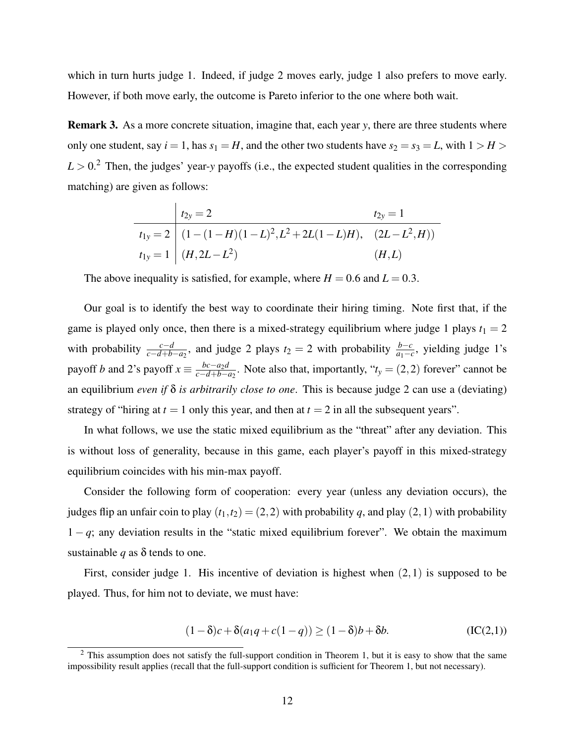which in turn hurts judge 1. Indeed, if judge 2 moves early, judge 1 also prefers to move early. However, if both move early, the outcome is Pareto inferior to the one where both wait.

**Remark 3.** As a more concrete situation, imagine that, each year $y$, there are three students where only one student, say $i = 1$, has $s_1 = H$, and the other two students have $s_2 = s_3 = L$, with $1 > H > L > 0$.[2] Then, the judges' year-$y$ payoffs (i.e., the expected student qualities in the corresponding matching) are given as follows:

| | $t_{2y} = 2$ | $t_{2y} = 1$ |
|---|---|---|
| $t_{1y} = 2$ | $(1-(1-H)(1-L)^2, L^2+2L(1-L)H)$, | $(2L-L^2, H))$ |
| $t_{1y} = 1$ | $(H, 2L-L^2)$ | $(H, L)$ |

The above inequality is satisfied, for example, where $H = 0.6$ and $L = 0.3$.

Our goal is to identify the best way to coordinate their hiring timing. Note first that, if the game is played only once, then there is a mixed-strategy equilibrium where judge 1 plays $t_1 = 2$ with probability $\frac{c-d}{c-d+b-a_2}$, and judge 2 plays $t_2 = 2$ with probability $\frac{b-c}{a_1-c}$, yielding judge 1's payoff $b$ and 2's payoff $x \equiv \frac{bc-a_2d}{c-d+b-a_2}$. Note also that, importantly, "$t_y = (2,2)$ forever" cannot be an equilibrium *even if* $\delta$ *is arbitrarily close to one*. This is because judge 2 can use a (deviating) strategy of "hiring at $t = 1$ only this year, and then at $t = 2$ in all the subsequent years".

In what follows, we use the static mixed equilibrium as the "threat" after any deviation. This is without loss of generality, because in this game, each player's payoff in this mixed-strategy equilibrium coincides with his min-max payoff.

Consider the following form of cooperation: every year (unless any deviation occurs), the judges flip an unfair coin to play $(t_1, t_2) = (2,2)$ with probability $q$, and play $(2,1)$ with probability $1-q$; any deviation results in the "static mixed equilibrium forever". We obtain the maximum sustainable $q$ as $\delta$ tends to one.

First, consider judge 1. His incentive of deviation is highest when $(2,1)$ is supposed to be played. Thus, for him not to deviate, we must have:

$$(1-\delta)c + \delta(a_1q + c(1-q)) \geq (1-\delta)b + \delta b. \qquad \text{(IC(2,1))}$$

[2] This assumption does not satisfy the full-support condition in Theorem 1, but it is easy to show that the same impossibility result applies (recall that the full-support condition is sufficient for Theorem 1, but not necessary).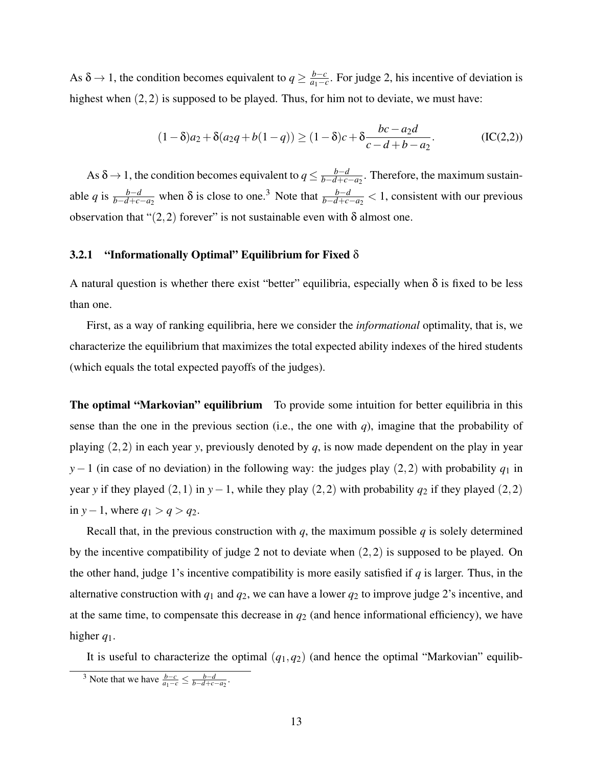As $\delta \to 1$, the condition becomes equivalent to $q \geq \frac{b-c}{a_1-c}$. For judge 2, his incentive of deviation is highest when $(2,2)$ is supposed to be played. Thus, for him not to deviate, we must have:

$$(1-\delta)a_2 + \delta(a_2 q + b(1-q)) \geq (1-\delta)c + \delta \frac{bc - a_2 d}{c - d + b - a_2}. \qquad \text{(IC(2,2))}$$

As $\delta \to 1$, the condition becomes equivalent to $q \leq \frac{b-d}{b-d+c-a_2}$. Therefore, the maximum sustainable $q$ is $\frac{b-d}{b-d+c-a_2}$ when $\delta$ is close to one.[3] Note that $\frac{b-d}{b-d+c-a_2} < 1$, consistent with our previous observation that "$(2,2)$ forever" is not sustainable even with $\delta$ almost one.

### 3.2.1 "Informationally Optimal" Equilibrium for Fixed $\delta$

A natural question is whether there exist "better" equilibria, especially when $\delta$ is fixed to be less than one.

First, as a way of ranking equilibria, here we consider the *informational* optimality, that is, we characterize the equilibrium that maximizes the total expected ability indexes of the hired students (which equals the total expected payoffs of the judges).

**The optimal "Markovian" equilibrium** To provide some intuition for better equilibria in this sense than the one in the previous section (i.e., the one with $q$), imagine that the probability of playing $(2,2)$ in each year $y$, previously denoted by $q$, is now made dependent on the play in year $y-1$ (in case of no deviation) in the following way: the judges play $(2,2)$ with probability $q_1$ in year $y$ if they played $(2,1)$ in $y-1$, while they play $(2,2)$ with probability $q_2$ if they played $(2,2)$ in $y-1$, where $q_1 > q > q_2$.

Recall that, in the previous construction with $q$, the maximum possible $q$ is solely determined by the incentive compatibility of judge 2 not to deviate when $(2,2)$ is supposed to be played. On the other hand, judge 1's incentive compatibility is more easily satisfied if $q$ is larger. Thus, in the alternative construction with $q_1$ and $q_2$, we can have a lower $q_2$ to improve judge 2's incentive, and at the same time, to compensate this decrease in $q_2$ (and hence informational efficiency), we have higher $q_1$.

It is useful to characterize the optimal $(q_1, q_2)$ (and hence the optimal "Markovian" equilib-

[3] Note that we have $\frac{b-c}{a_1-c} \leq \frac{b-d}{b-d+c-a_2}$.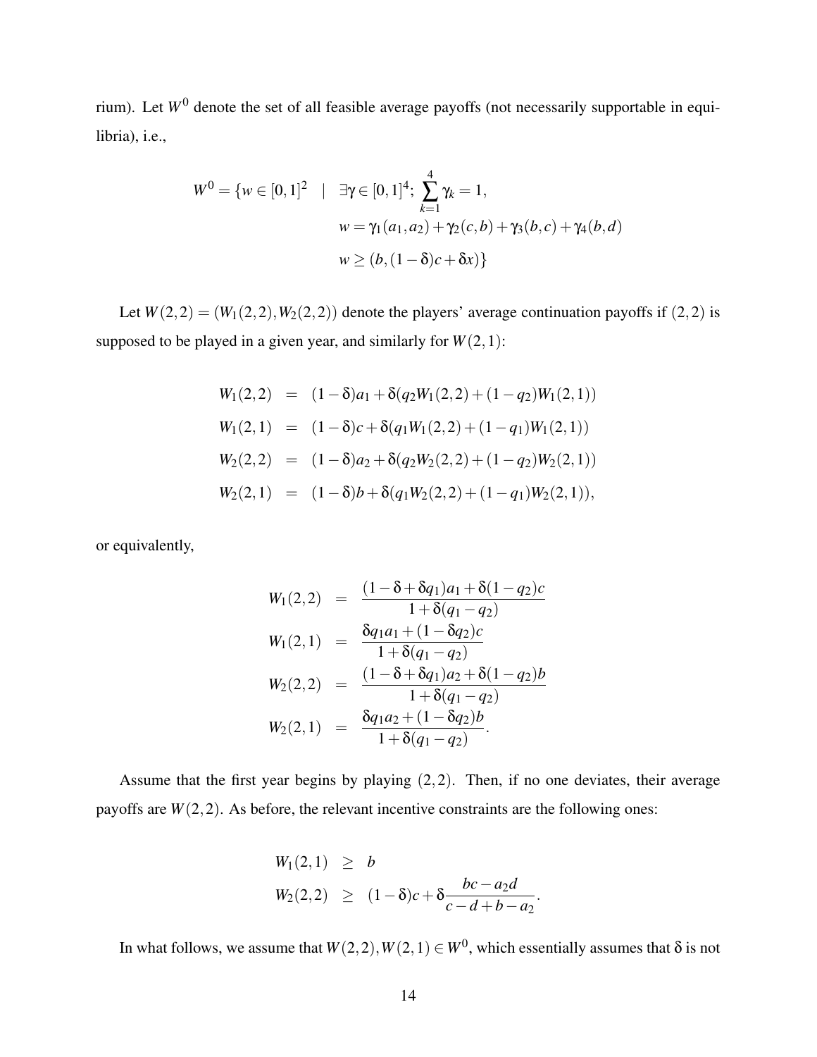rium). Let $W^0$ denote the set of all feasible average payoffs (not necessarily supportable in equilibria), i.e.,

$$
\begin{aligned}
W^0 = \{w \in [0,1]^2 \quad | \quad & \exists \gamma \in [0,1]^4;\ \sum_{k=1}^{4} \gamma_k = 1, \\
& w = \gamma_1(a_1, a_2) + \gamma_2(c, b) + \gamma_3(b, c) + \gamma_4(b, d) \\
& w \geq (b, (1-\delta)c + \delta x)\}
\end{aligned}
$$

Let $W(2,2) = (W_1(2,2), W_2(2,2))$ denote the players' average continuation payoffs if $(2,2)$ is supposed to be played in a given year, and similarly for $W(2,1)$:

$$
\begin{aligned}
W_1(2,2) &= (1-\delta)a_1 + \delta(q_2 W_1(2,2) + (1-q_2)W_1(2,1)) \\
W_1(2,1) &= (1-\delta)c + \delta(q_1 W_1(2,2) + (1-q_1)W_1(2,1)) \\
W_2(2,2) &= (1-\delta)a_2 + \delta(q_2 W_2(2,2) + (1-q_2)W_2(2,1)) \\
W_2(2,1) &= (1-\delta)b + \delta(q_1 W_2(2,2) + (1-q_1)W_2(2,1)),
\end{aligned}
$$

or equivalently,

$$
\begin{aligned}
W_1(2,2) &= \frac{(1-\delta+\delta q_1)a_1 + \delta(1-q_2)c}{1+\delta(q_1-q_2)} \\
W_1(2,1) &= \frac{\delta q_1 a_1 + (1-\delta q_2)c}{1+\delta(q_1-q_2)} \\
W_2(2,2) &= \frac{(1-\delta+\delta q_1)a_2 + \delta(1-q_2)b}{1+\delta(q_1-q_2)} \\
W_2(2,1) &= \frac{\delta q_1 a_2 + (1-\delta q_2)b}{1+\delta(q_1-q_2)}.
\end{aligned}
$$

Assume that the first year begins by playing $(2,2)$. Then, if no one deviates, their average payoffs are $W(2,2)$. As before, the relevant incentive constraints are the following ones:

$$
\begin{aligned}
W_1(2,1) &\geq b \\
W_2(2,2) &\geq (1-\delta)c + \delta \frac{bc - a_2 d}{c - d + b - a_2}.
\end{aligned}
$$

In what follows, we assume that $W(2,2), W(2,1) \in W^0$, which essentially assumes that $\delta$ is not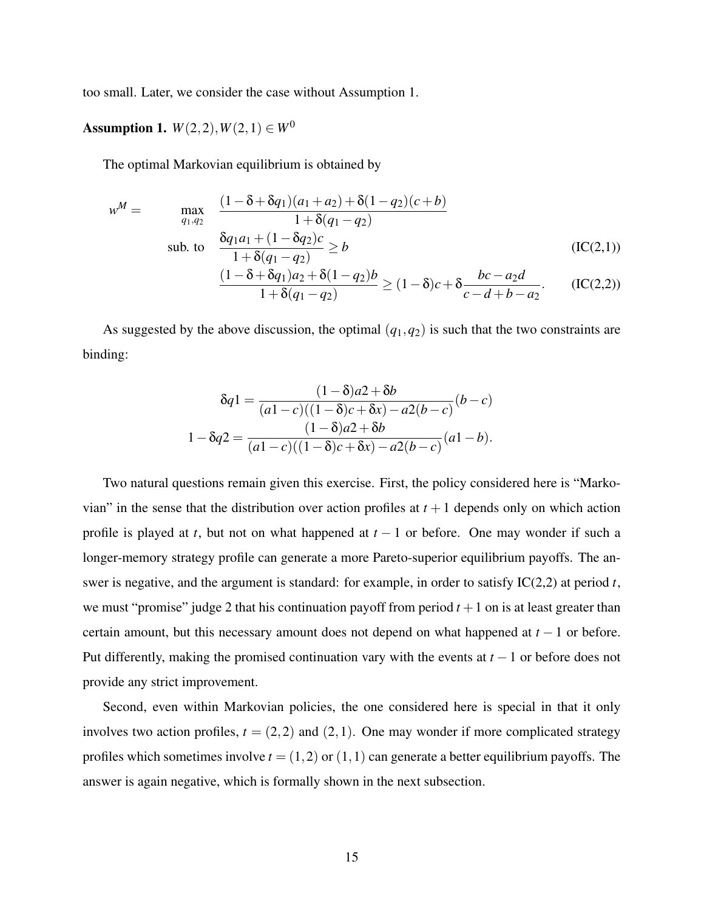too small. Later, we consider the case without Assumption 1.

**Assumption 1.** $W(2,2), W(2,1) \in W^0$

The optimal Markovian equilibrium is obtained by

$$
\begin{aligned}
w^M = \quad & \max_{q_1,q_2} \quad \frac{(1-\delta+\delta q_1)(a_1+a_2)+\delta(1-q_2)(c+b)}{1+\delta(q_1-q_2)} \\
& \text{sub. to} \quad \frac{\delta q_1 a_1 + (1-\delta q_2)c}{1+\delta(q_1-q_2)} \geq b \qquad \text{(IC(2,1))} \\
& \qquad\qquad \frac{(1-\delta+\delta q_1)a_2+\delta(1-q_2)b}{1+\delta(q_1-q_2)} \geq (1-\delta)c+\delta\frac{bc-a_2 d}{c-d+b-a_2}. \qquad \text{(IC(2,2))}
\end{aligned}
$$

As suggested by the above discussion, the optimal $(q_1,q_2)$ is such that the two constraints are binding:

$$
\begin{aligned}
\delta q1 &= \frac{(1-\delta)a2+\delta b}{(a1-c)((1-\delta)c+\delta x)-a2(b-c)}(b-c) \\
1-\delta q2 &= \frac{(1-\delta)a2+\delta b}{(a1-c)((1-\delta)c+\delta x)-a2(b-c)}(a1-b).
\end{aligned}
$$

Two natural questions remain given this exercise. First, the policy considered here is "Markovian" in the sense that the distribution over action profiles at $t+1$ depends only on which action profile is played at $t$, but not on what happened at $t-1$ or before. One may wonder if such a longer-memory strategy profile can generate a more Pareto-superior equilibrium payoffs. The answer is negative, and the argument is standard: for example, in order to satisfy IC(2,2) at period $t$, we must "promise" judge 2 that his continuation payoff from period $t+1$ on is at least greater than certain amount, but this necessary amount does not depend on what happened at $t-1$ or before. Put differently, making the promised continuation vary with the events at $t-1$ or before does not provide any strict improvement.

Second, even within Markovian policies, the one considered here is special in that it only involves two action profiles, $t=(2,2)$ and $(2,1)$. One may wonder if more complicated strategy profiles which sometimes involve $t=(1,2)$ or $(1,1)$ can generate a better equilibrium payoffs. The answer is again negative, which is formally shown in the next subsection.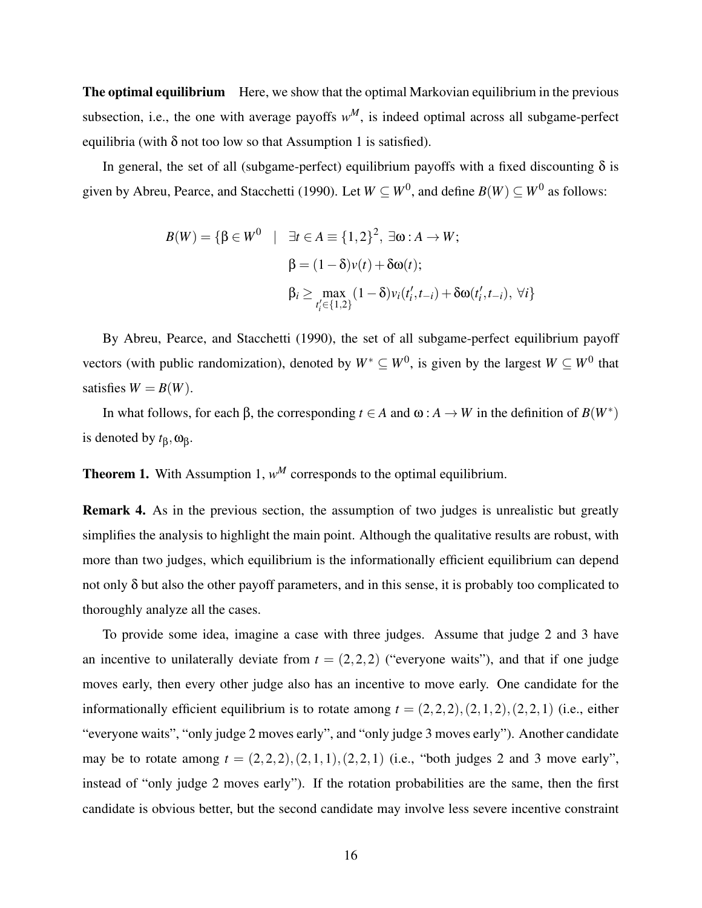**The optimal equilibrium** Here, we show that the optimal Markovian equilibrium in the previous subsection, i.e., the one with average payoffs $w^M$, is indeed optimal across all subgame-perfect equilibria (with $\delta$ not too low so that Assumption 1 is satisfied).

In general, the set of all (subgame-perfect) equilibrium payoffs with a fixed discounting $\delta$ is given by Abreu, Pearce, and Stacchetti (1990). Let $W \subseteq W^0$, and define $B(W) \subseteq W^0$ as follows:

$$
\begin{aligned}
B(W) = \{\beta \in W^0 \quad | \quad & \exists t \in A \equiv \{1,2\}^2,\ \exists \omega : A \to W; \\
& \beta = (1-\delta)v(t) + \delta\omega(t); \\
& \beta_i \geq \max_{t_i' \in \{1,2\}} (1-\delta)v_i(t_i', t_{-i}) + \delta\omega(t_i', t_{-i}),\ \forall i\}
\end{aligned}
$$

By Abreu, Pearce, and Stacchetti (1990), the set of all subgame-perfect equilibrium payoff vectors (with public randomization), denoted by $W^* \subseteq W^0$, is given by the largest $W \subseteq W^0$ that satisfies $W = B(W)$.

In what follows, for each $\beta$, the corresponding $t \in A$ and $\omega : A \to W$ in the definition of $B(W^*)$ is denoted by $t_\beta, \omega_\beta$.

**Theorem 1.** With Assumption 1, $w^M$ corresponds to the optimal equilibrium.

**Remark 4.** As in the previous section, the assumption of two judges is unrealistic but greatly simplifies the analysis to highlight the main point. Although the qualitative results are robust, with more than two judges, which equilibrium is the informationally efficient equilibrium can depend not only $\delta$ but also the other payoff parameters, and in this sense, it is probably too complicated to thoroughly analyze all the cases.

To provide some idea, imagine a case with three judges. Assume that judge 2 and 3 have an incentive to unilaterally deviate from $t = (2,2,2)$ ("everyone waits"), and that if one judge moves early, then every other judge also has an incentive to move early. One candidate for the informationally efficient equilibrium is to rotate among $t = (2,2,2), (2,1,2), (2,2,1)$ (i.e., either "everyone waits", "only judge 2 moves early", and "only judge 3 moves early"). Another candidate may be to rotate among $t = (2,2,2), (2,1,1), (2,2,1)$ (i.e., "both judges 2 and 3 move early", instead of "only judge 2 moves early"). If the rotation probabilities are the same, then the first candidate is obvious better, but the second candidate may involve less severe incentive constraint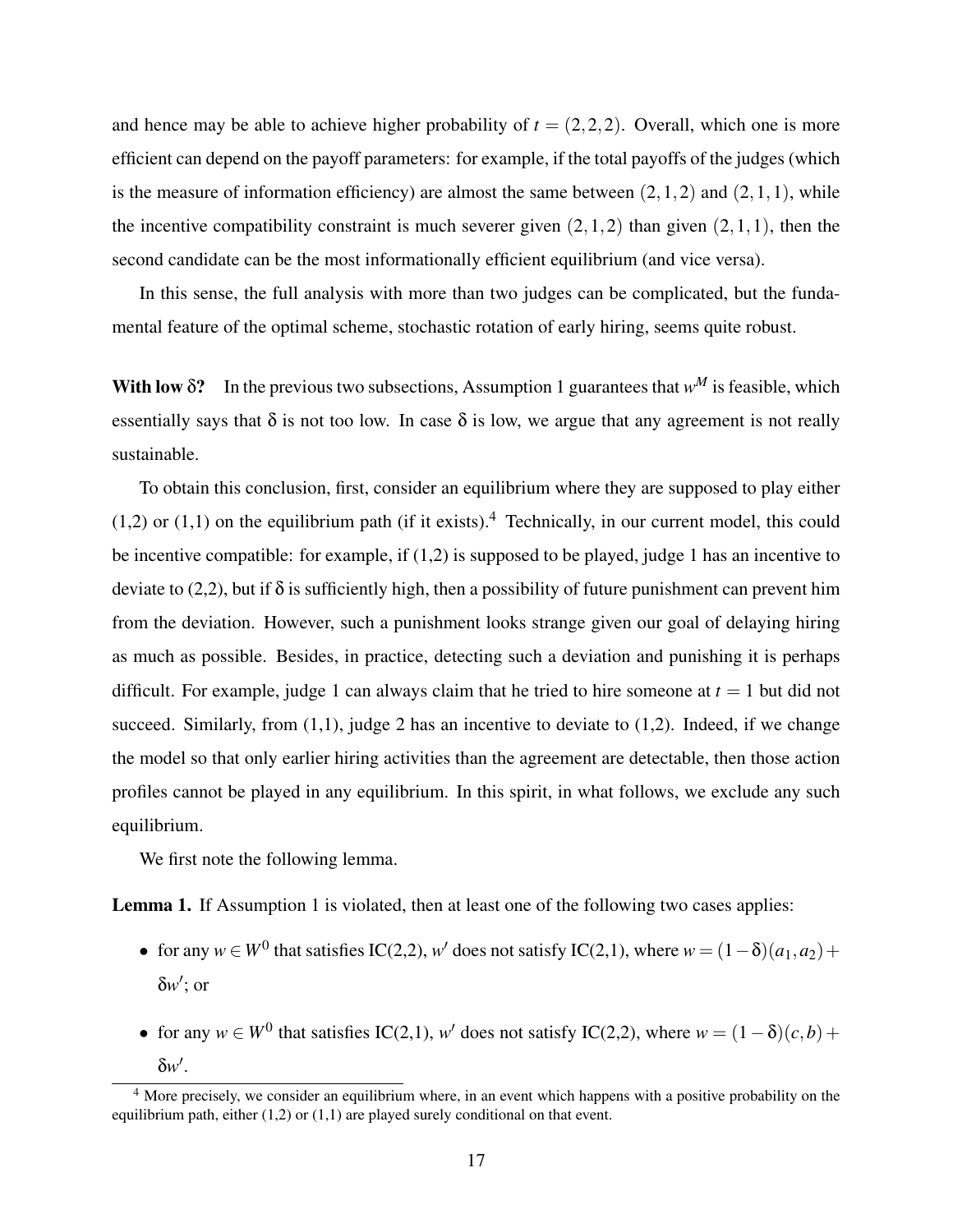and hence may be able to achieve higher probability of $t = (2,2,2)$. Overall, which one is more efficient can depend on the payoff parameters: for example, if the total payoffs of the judges (which is the measure of information efficiency) are almost the same between $(2,1,2)$ and $(2,1,1)$, while the incentive compatibility constraint is much severer given $(2,1,2)$ than given $(2,1,1)$, then the second candidate can be the most informationally efficient equilibrium (and vice versa).

In this sense, the full analysis with more than two judges can be complicated, but the fundamental feature of the optimal scheme, stochastic rotation of early hiring, seems quite robust.

**With low $\delta$?** In the previous two subsections, Assumption 1 guarantees that $w^M$ is feasible, which essentially says that $\delta$ is not too low. In case $\delta$ is low, we argue that any agreement is not really sustainable.

To obtain this conclusion, first, consider an equilibrium where they are supposed to play either (1,2) or (1,1) on the equilibrium path (if it exists).[4] Technically, in our current model, this could be incentive compatible: for example, if (1,2) is supposed to be played, judge 1 has an incentive to deviate to (2,2), but if $\delta$ is sufficiently high, then a possibility of future punishment can prevent him from the deviation. However, such a punishment looks strange given our goal of delaying hiring as much as possible. Besides, in practice, detecting such a deviation and punishing it is perhaps difficult. For example, judge 1 can always claim that he tried to hire someone at $t = 1$ but did not succeed. Similarly, from (1,1), judge 2 has an incentive to deviate to (1,2). Indeed, if we change the model so that only earlier hiring activities than the agreement are detectable, then those action profiles cannot be played in any equilibrium. In this spirit, in what follows, we exclude any such equilibrium.

We first note the following lemma.

**Lemma 1.** If Assumption 1 is violated, then at least one of the following two cases applies:

- for any $w \in W^0$ that satisfies IC(2,2), $w'$ does not satisfy IC(2,1), where $w = (1-\delta)(a_1, a_2) + \delta w'$; or
- for any $w \in W^0$ that satisfies IC(2,1), $w'$ does not satisfy IC(2,2), where $w = (1-\delta)(c,b) + \delta w'$.

[4] More precisely, we consider an equilibrium where, in an event which happens with a positive probability on the equilibrium path, either (1,2) or (1,1) are played surely conditional on that event.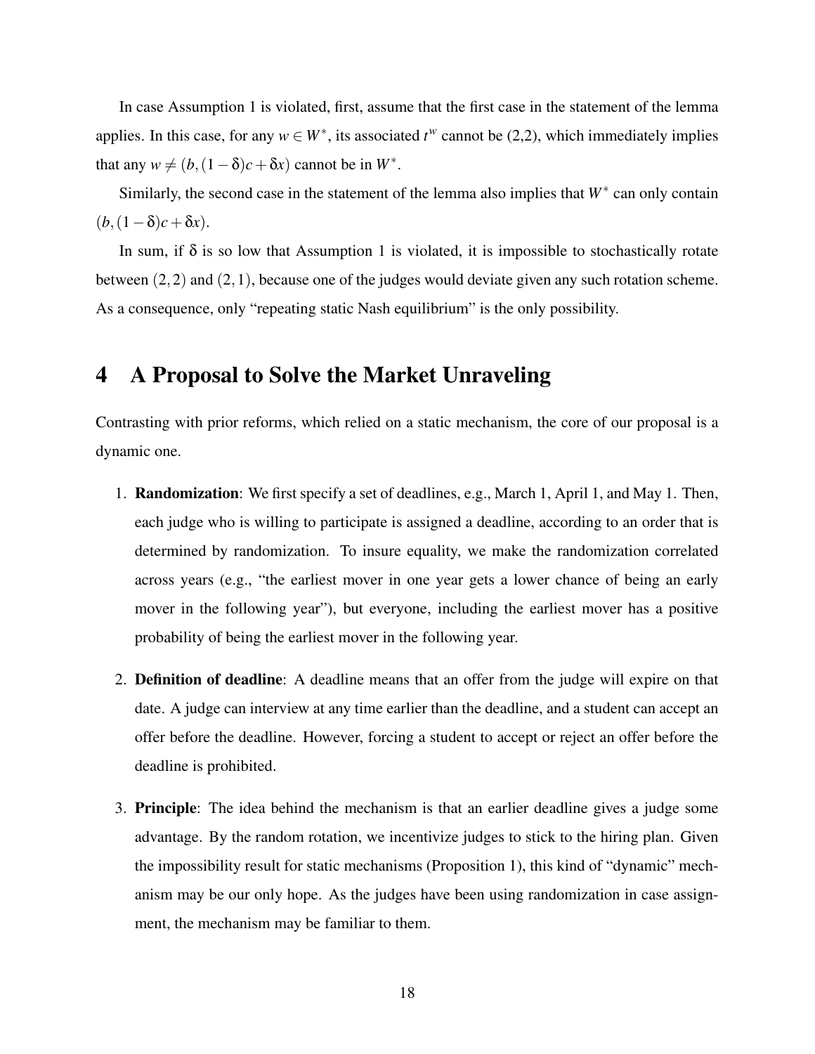In case Assumption 1 is violated, first, assume that the first case in the statement of the lemma applies. In this case, for any $w \in W^*$, its associated $t^w$ cannot be (2,2), which immediately implies that any $w \neq (b, (1-\delta)c + \delta x)$ cannot be in $W^*$.

Similarly, the second case in the statement of the lemma also implies that $W^*$ can only contain $(b, (1-\delta)c + \delta x)$.

In sum, if $\delta$ is so low that Assumption 1 is violated, it is impossible to stochastically rotate between $(2,2)$ and $(2,1)$, because one of the judges would deviate given any such rotation scheme. As a consequence, only "repeating static Nash equilibrium" is the only possibility.

# 4 A Proposal to Solve the Market Unraveling

Contrasting with prior reforms, which relied on a static mechanism, the core of our proposal is a dynamic one.

1. **Randomization**: We first specify a set of deadlines, e.g., March 1, April 1, and May 1. Then, each judge who is willing to participate is assigned a deadline, according to an order that is determined by randomization. To insure equality, we make the randomization correlated across years (e.g., "the earliest mover in one year gets a lower chance of being an early mover in the following year"), but everyone, including the earliest mover has a positive probability of being the earliest mover in the following year.

2. **Definition of deadline**: A deadline means that an offer from the judge will expire on that date. A judge can interview at any time earlier than the deadline, and a student can accept an offer before the deadline. However, forcing a student to accept or reject an offer before the deadline is prohibited.

3. **Principle**: The idea behind the mechanism is that an earlier deadline gives a judge some advantage. By the random rotation, we incentivize judges to stick to the hiring plan. Given the impossibility result for static mechanisms (Proposition 1), this kind of "dynamic" mechanism may be our only hope. As the judges have been using randomization in case assignment, the mechanism may be familiar to them.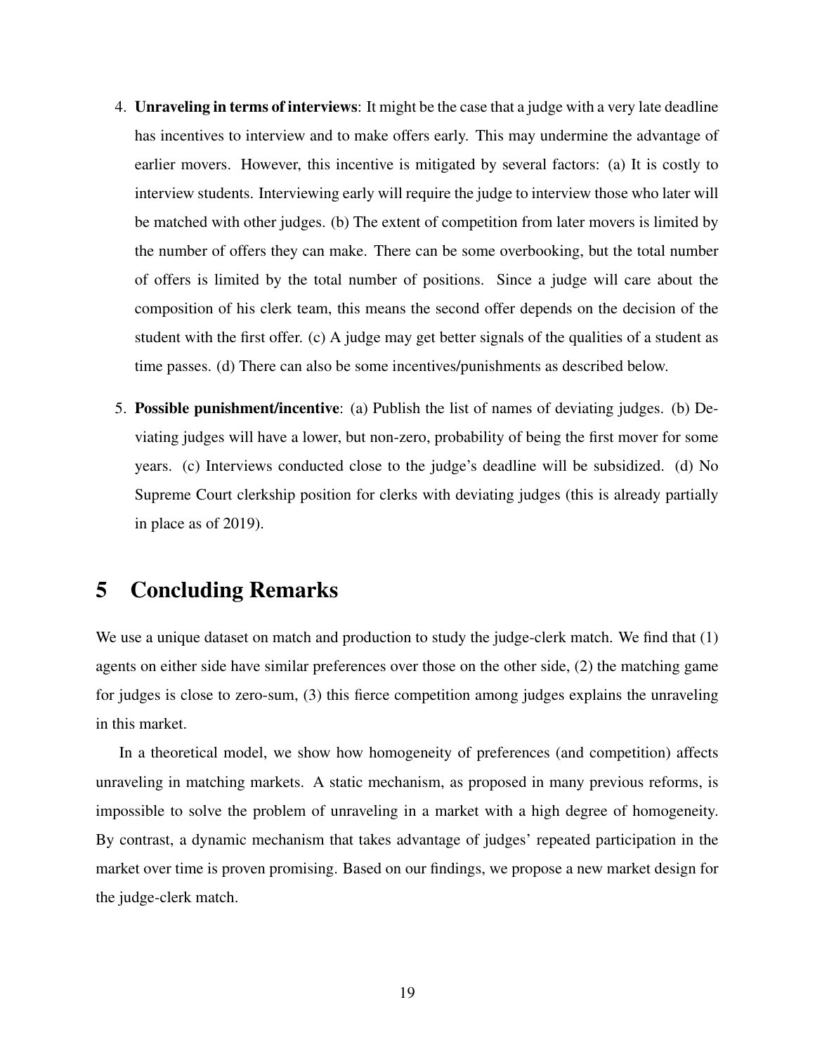4. **Unraveling in terms of interviews**: It might be the case that a judge with a very late deadline has incentives to interview and to make offers early. This may undermine the advantage of earlier movers. However, this incentive is mitigated by several factors: (a) It is costly to interview students. Interviewing early will require the judge to interview those who later will be matched with other judges. (b) The extent of competition from later movers is limited by the number of offers they can make. There can be some overbooking, but the total number of offers is limited by the total number of positions. Since a judge will care about the composition of his clerk team, this means the second offer depends on the decision of the student with the first offer. (c) A judge may get better signals of the qualities of a student as time passes. (d) There can also be some incentives/punishments as described below.

5. **Possible punishment/incentive**: (a) Publish the list of names of deviating judges. (b) Deviating judges will have a lower, but non-zero, probability of being the first mover for some years. (c) Interviews conducted close to the judge's deadline will be subsidized. (d) No Supreme Court clerkship position for clerks with deviating judges (this is already partially in place as of 2019).

# 5 Concluding Remarks

We use a unique dataset on match and production to study the judge-clerk match. We find that (1) agents on either side have similar preferences over those on the other side, (2) the matching game for judges is close to zero-sum, (3) this fierce competition among judges explains the unraveling in this market.

In a theoretical model, we show how homogeneity of preferences (and competition) affects unraveling in matching markets. A static mechanism, as proposed in many previous reforms, is impossible to solve the problem of unraveling in a market with a high degree of homogeneity. By contrast, a dynamic mechanism that takes advantage of judges' repeated participation in the market over time is proven promising. Based on our findings, we propose a new market design for the judge-clerk match.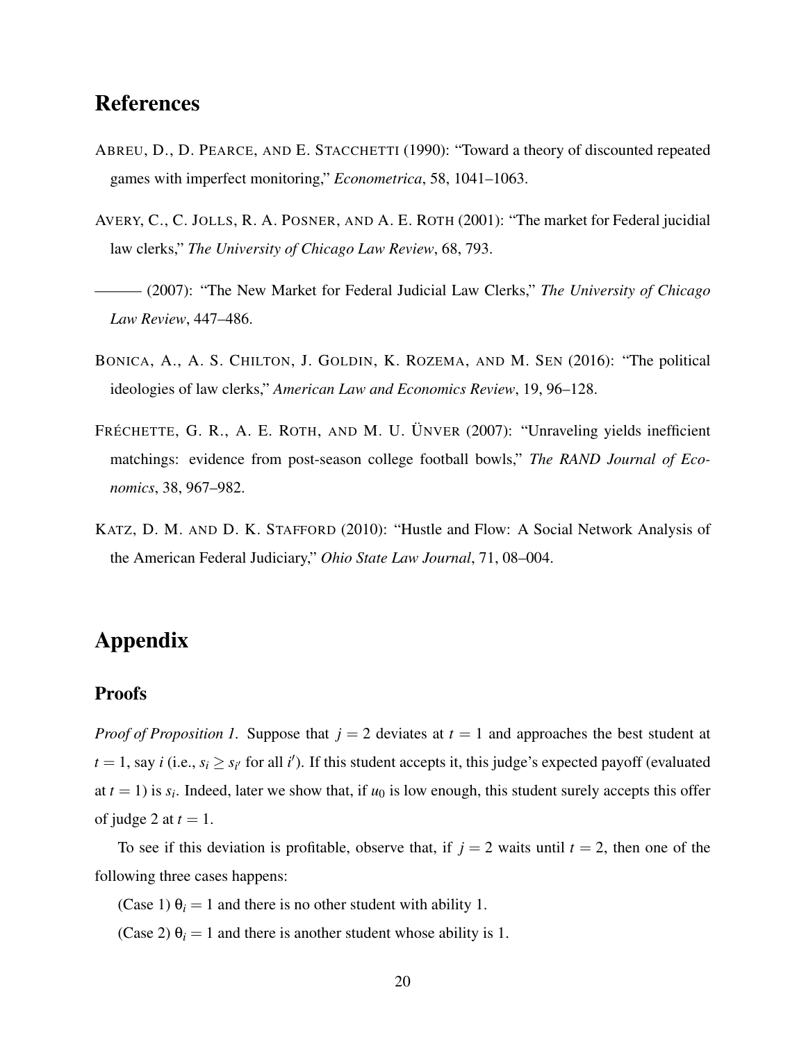# References

ABREU, D., D. PEARCE, AND E. STACCHETTI (1990): "Toward a theory of discounted repeated games with imperfect monitoring," *Econometrica*, 58, 1041–1063.

AVERY, C., C. JOLLS, R. A. POSNER, AND A. E. ROTH (2001): "The market for Federal jucidial law clerks," *The University of Chicago Law Review*, 68, 793.

——— (2007): "The New Market for Federal Judicial Law Clerks," *The University of Chicago Law Review*, 447–486.

BONICA, A., A. S. CHILTON, J. GOLDIN, K. ROZEMA, AND M. SEN (2016): "The political ideologies of law clerks," *American Law and Economics Review*, 19, 96–128.

FRÉCHETTE, G. R., A. E. ROTH, AND M. U. ÜNVER (2007): "Unraveling yields inefficient matchings: evidence from post-season college football bowls," *The RAND Journal of Economics*, 38, 967–982.

KATZ, D. M. AND D. K. STAFFORD (2010): "Hustle and Flow: A Social Network Analysis of the American Federal Judiciary," *Ohio State Law Journal*, 71, 08–004.

# Appendix

## Proofs

*Proof of Proposition 1.* Suppose that $j = 2$ deviates at $t = 1$ and approaches the best student at $t = 1$, say $i$ (i.e., $s_i \geq s_{i'}$ for all $i'$). If this student accepts it, this judge's expected payoff (evaluated at $t = 1$) is $s_i$. Indeed, later we show that, if $u_0$ is low enough, this student surely accepts this offer of judge 2 at $t = 1$.

To see if this deviation is profitable, observe that, if $j = 2$ waits until $t = 2$, then one of the following three cases happens:

(Case 1) $\theta_i = 1$ and there is no other student with ability 1.

(Case 2) $\theta_i = 1$ and there is another student whose ability is 1.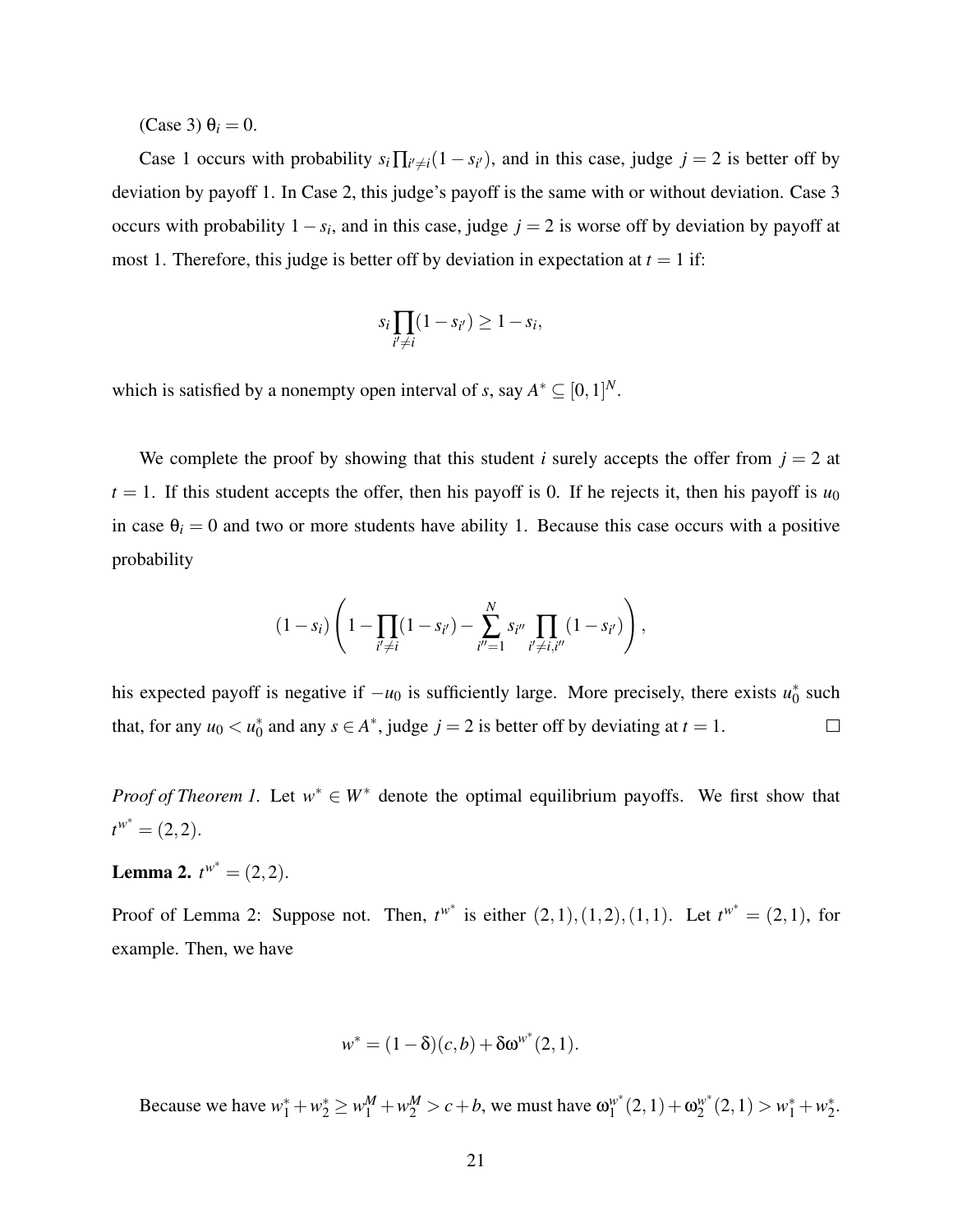(Case 3) $\theta_i = 0$.

Case 1 occurs with probability $s_i \prod_{i' \neq i}(1 - s_{i'})$, and in this case, judge $j = 2$ is better off by deviation by payoff 1. In Case 2, this judge's payoff is the same with or without deviation. Case 3 occurs with probability $1 - s_i$, and in this case, judge $j = 2$ is worse off by deviation by payoff at most 1. Therefore, this judge is better off by deviation in expectation at $t = 1$ if:

$$s_i \prod_{i' \neq i}(1 - s_{i'}) \geq 1 - s_i,$$

which is satisfied by a nonempty open interval of $s$, say $A^* \subseteq [0,1]^N$.

We complete the proof by showing that this student $i$ surely accepts the offer from $j = 2$ at $t = 1$. If this student accepts the offer, then his payoff is 0. If he rejects it, then his payoff is $u_0$ in case $\theta_i = 0$ and two or more students have ability 1. Because this case occurs with a positive probability

$$(1 - s_i)\left(1 - \prod_{i' \neq i}(1 - s_{i'}) - \sum_{i''=1}^{N} s_{i''} \prod_{i' \neq i, i''}(1 - s_{i'})\right),$$

his expected payoff is negative if $-u_0$ is sufficiently large. More precisely, there exists $u_0^*$ such that, for any $u_0 < u_0^*$ and any $s \in A^*$, judge $j = 2$ is better off by deviating at $t = 1$. $\square$

*Proof of Theorem 1.* Let $w^* \in W^*$ denote the optimal equilibrium payoffs. We first show that $t^{w^*} = (2, 2)$.

**Lemma 2.** $t^{w^*} = (2, 2)$.

Proof of Lemma 2: Suppose not. Then, $t^{w^*}$ is either $(2,1), (1,2), (1,1)$. Let $t^{w^*} = (2,1)$, for example. Then, we have

$$w^* = (1 - \delta)(c, b) + \delta \omega^{w^*}(2, 1).$$

Because we have $w_1^* + w_2^* \geq w_1^M + w_2^M > c + b$, we must have $\omega_1^{w^*}(2,1) + \omega_2^{w^*}(2,1) > w_1^* + w_2^*$.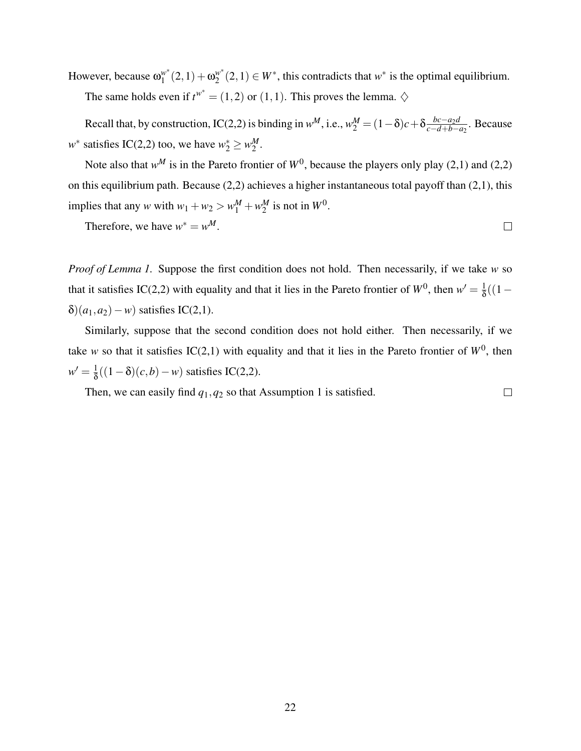However, because $\omega_1^{w^*}(2,1) + \omega_2^{w^*}(2,1) \in W^*$, this contradicts that $w^*$ is the optimal equilibrium.

The same holds even if $t^{w^*} = (1,2)$ or $(1,1)$. This proves the lemma. $\diamondsuit$

Recall that, by construction, IC(2,2) is binding in $w^M$, i.e., $w_2^M = (1-\delta)c + \delta \frac{bc - a_2 d}{c - d + b - a_2}$. Because $w^*$ satisfies IC(2,2) too, we have $w_2^* \geq w_2^M$.

Note also that $w^M$ is in the Pareto frontier of $W^0$, because the players only play (2,1) and (2,2) on this equilibrium path. Because (2,2) achieves a higher instantaneous total payoff than (2,1), this implies that any $w$ with $w_1 + w_2 > w_1^M + w_2^M$ is not in $W^0$.

Therefore, we have $w^* = w^M$. $\square$

*Proof of Lemma 1.* Suppose the first condition does not hold. Then necessarily, if we take $w$ so that it satisfies IC(2,2) with equality and that it lies in the Pareto frontier of $W^0$, then $w' = \frac{1}{\delta}((1-\delta)(a_1,a_2) - w)$ satisfies IC(2,1).

Similarly, suppose that the second condition does not hold either. Then necessarily, if we take $w$ so that it satisfies IC(2,1) with equality and that it lies in the Pareto frontier of $W^0$, then $w' = \frac{1}{\delta}((1-\delta)(c,b) - w)$ satisfies IC(2,2).

Then, we can easily find $q_1, q_2$ so that Assumption 1 is satisfied. $\square$